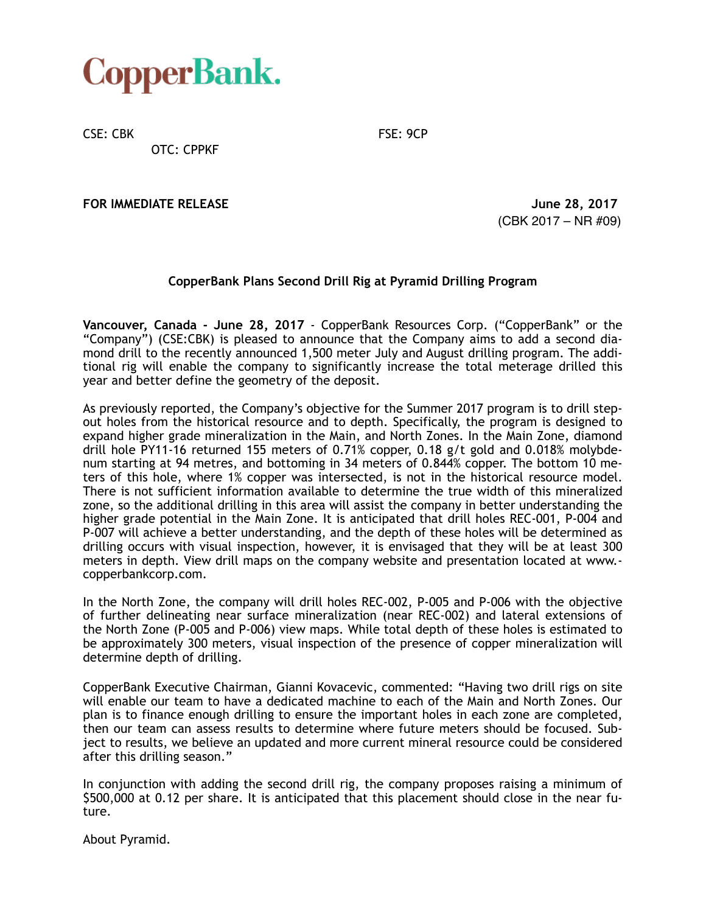# CopperBank.

CSE: CBK FSE: 9CP
OTC: CPPKF

**FOR IMMEDIATE RELEASE** **June 28, 2017**
(CBK 2017 – NR #09)

**CopperBank Plans Second Drill Rig at Pyramid Drilling Program**

**Vancouver, Canada - June 28, 2017** - CopperBank Resources Corp. ("CopperBank" or the "Company") (CSE:CBK) is pleased to announce that the Company aims to add a second diamond drill to the recently announced 1,500 meter July and August drilling program. The additional rig will enable the company to significantly increase the total meterage drilled this year and better define the geometry of the deposit.

As previously reported, the Company's objective for the Summer 2017 program is to drill step-out holes from the historical resource and to depth. Specifically, the program is designed to expand higher grade mineralization in the Main, and North Zones. In the Main Zone, diamond drill hole PY11-16 returned 155 meters of 0.71% copper, 0.18 g/t gold and 0.018% molybdenum starting at 94 metres, and bottoming in 34 meters of 0.844% copper. The bottom 10 meters of this hole, where 1% copper was intersected, is not in the historical resource model. There is not sufficient information available to determine the true width of this mineralized zone, so the additional drilling in this area will assist the company in better understanding the higher grade potential in the Main Zone. It is anticipated that drill holes REC-001, P-004 and P-007 will achieve a better understanding, and the depth of these holes will be determined as drilling occurs with visual inspection, however, it is envisaged that they will be at least 300 meters in depth. View drill maps on the company website and presentation located at www.copperbankcorp.com.

In the North Zone, the company will drill holes REC-002, P-005 and P-006 with the objective of further delineating near surface mineralization (near REC-002) and lateral extensions of the North Zone (P-005 and P-006) view maps. While total depth of these holes is estimated to be approximately 300 meters, visual inspection of the presence of copper mineralization will determine depth of drilling.

CopperBank Executive Chairman, Gianni Kovacevic, commented: "Having two drill rigs on site will enable our team to have a dedicated machine to each of the Main and North Zones. Our plan is to finance enough drilling to ensure the important holes in each zone are completed, then our team can assess results to determine where future meters should be focused. Subject to results, we believe an updated and more current mineral resource could be considered after this drilling season."

In conjunction with adding the second drill rig, the company proposes raising a minimum of $500,000 at 0.12 per share. It is anticipated that this placement should close in the near future.

About Pyramid.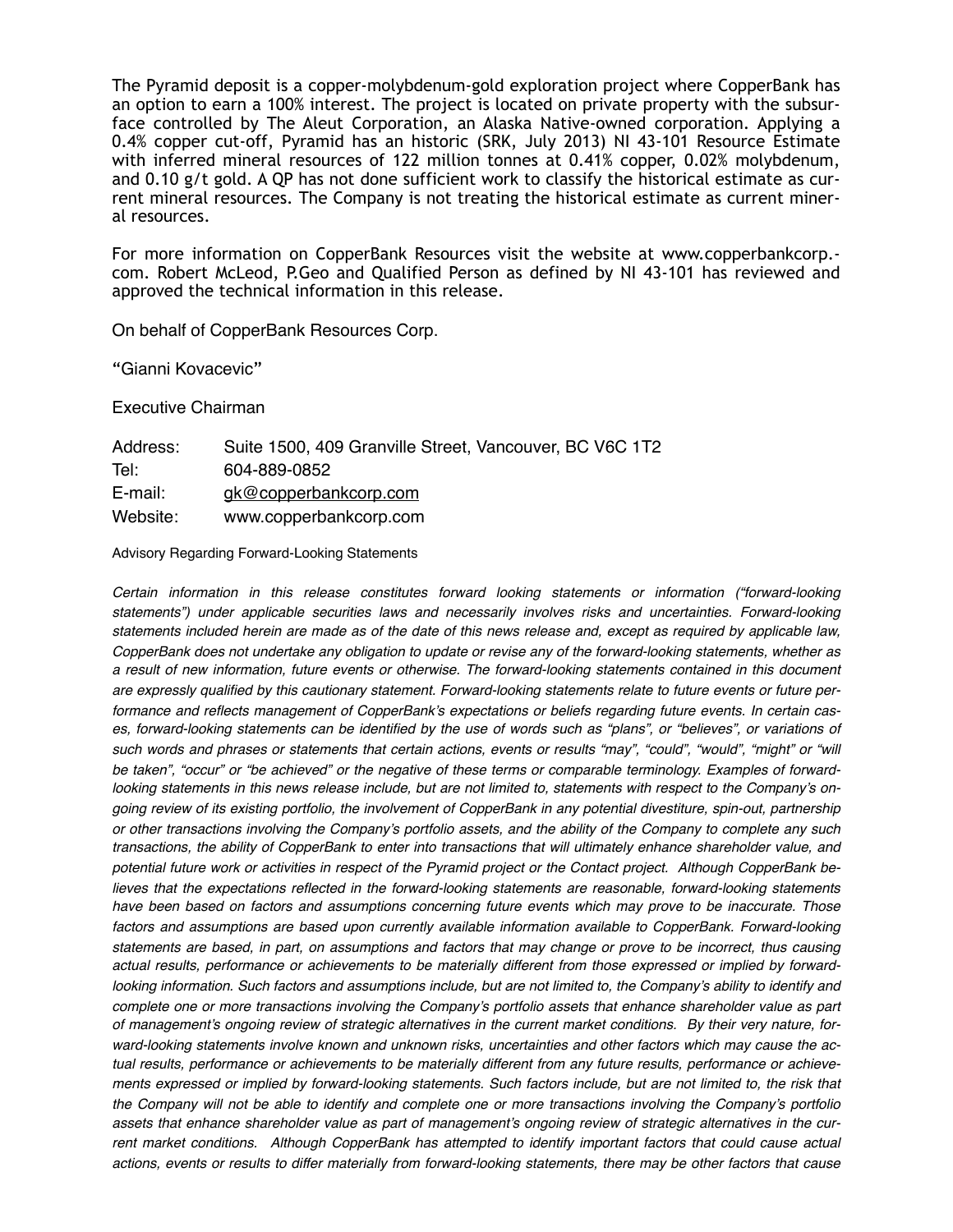The Pyramid deposit is a copper-molybdenum-gold exploration project where CopperBank has an option to earn a 100% interest. The project is located on private property with the subsurface controlled by The Aleut Corporation, an Alaska Native-owned corporation. Applying a 0.4% copper cut-off, Pyramid has an historic (SRK, July 2013) NI 43-101 Resource Estimate with inferred mineral resources of 122 million tonnes at 0.41% copper, 0.02% molybdenum, and 0.10 g/t gold. A QP has not done sufficient work to classify the historical estimate as current mineral resources. The Company is not treating the historical estimate as current mineral resources.

For more information on CopperBank Resources visit the website at www.copperbankcorp.com. Robert McLeod, P.Geo and Qualified Person as defined by NI 43-101 has reviewed and approved the technical information in this release.

On behalf of CopperBank Resources Corp.

"Gianni Kovacevic"

Executive Chairman

| | |
|---|---|
| Address: | Suite 1500, 409 Granville Street, Vancouver, BC V6C 1T2 |
| Tel: | 604-889-0852 |
| E-mail: | gk@copperbankcorp.com |
| Website: | www.copperbankcorp.com |

Advisory Regarding Forward-Looking Statements

*Certain information in this release constitutes forward looking statements or information ("forward-looking statements") under applicable securities laws and necessarily involves risks and uncertainties. Forward-looking statements included herein are made as of the date of this news release and, except as required by applicable law, CopperBank does not undertake any obligation to update or revise any of the forward-looking statements, whether as a result of new information, future events or otherwise. The forward-looking statements contained in this document are expressly qualified by this cautionary statement. Forward-looking statements relate to future events or future performance and reflects management of CopperBank's expectations or beliefs regarding future events. In certain cases, forward-looking statements can be identified by the use of words such as "plans", or "believes", or variations of such words and phrases or statements that certain actions, events or results "may", "could", "would", "might" or "will be taken", "occur" or "be achieved" or the negative of these terms or comparable terminology. Examples of forward-looking statements in this news release include, but are not limited to, statements with respect to the Company's ongoing review of its existing portfolio, the involvement of CopperBank in any potential divestiture, spin-out, partnership or other transactions involving the Company's portfolio assets, and the ability of the Company to complete any such transactions, the ability of CopperBank to enter into transactions that will ultimately enhance shareholder value, and potential future work or activities in respect of the Pyramid project or the Contact project. Although CopperBank believes that the expectations reflected in the forward-looking statements are reasonable, forward-looking statements have been based on factors and assumptions concerning future events which may prove to be inaccurate. Those factors and assumptions are based upon currently available information available to CopperBank. Forward-looking statements are based, in part, on assumptions and factors that may change or prove to be incorrect, thus causing actual results, performance or achievements to be materially different from those expressed or implied by forward-looking information. Such factors and assumptions include, but are not limited to, the Company's ability to identify and complete one or more transactions involving the Company's portfolio assets that enhance shareholder value as part of management's ongoing review of strategic alternatives in the current market conditions. By their very nature, forward-looking statements involve known and unknown risks, uncertainties and other factors which may cause the actual results, performance or achievements to be materially different from any future results, performance or achievements expressed or implied by forward-looking statements. Such factors include, but are not limited to, the risk that the Company will not be able to identify and complete one or more transactions involving the Company's portfolio assets that enhance shareholder value as part of management's ongoing review of strategic alternatives in the current market conditions. Although CopperBank has attempted to identify important factors that could cause actual actions, events or results to differ materially from forward-looking statements, there may be other factors that cause*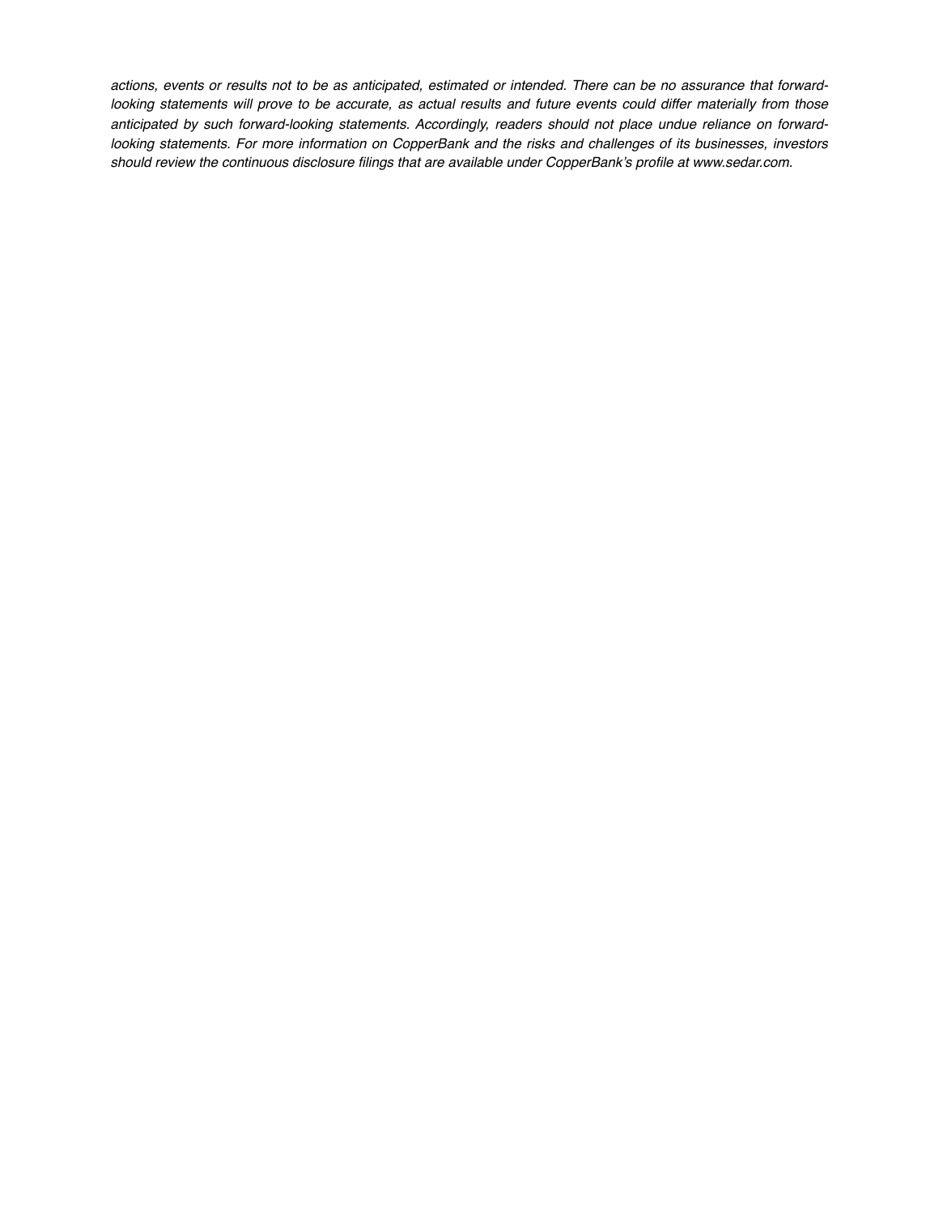*actions, events or results not to be as anticipated, estimated or intended. There can be no assurance that forward-looking statements will prove to be accurate, as actual results and future events could differ materially from those anticipated by such forward-looking statements. Accordingly, readers should not place undue reliance on forward-looking statements. For more information on CopperBank and the risks and challenges of its businesses, investors should review the continuous disclosure filings that are available under CopperBank's profile at www.sedar.com.*